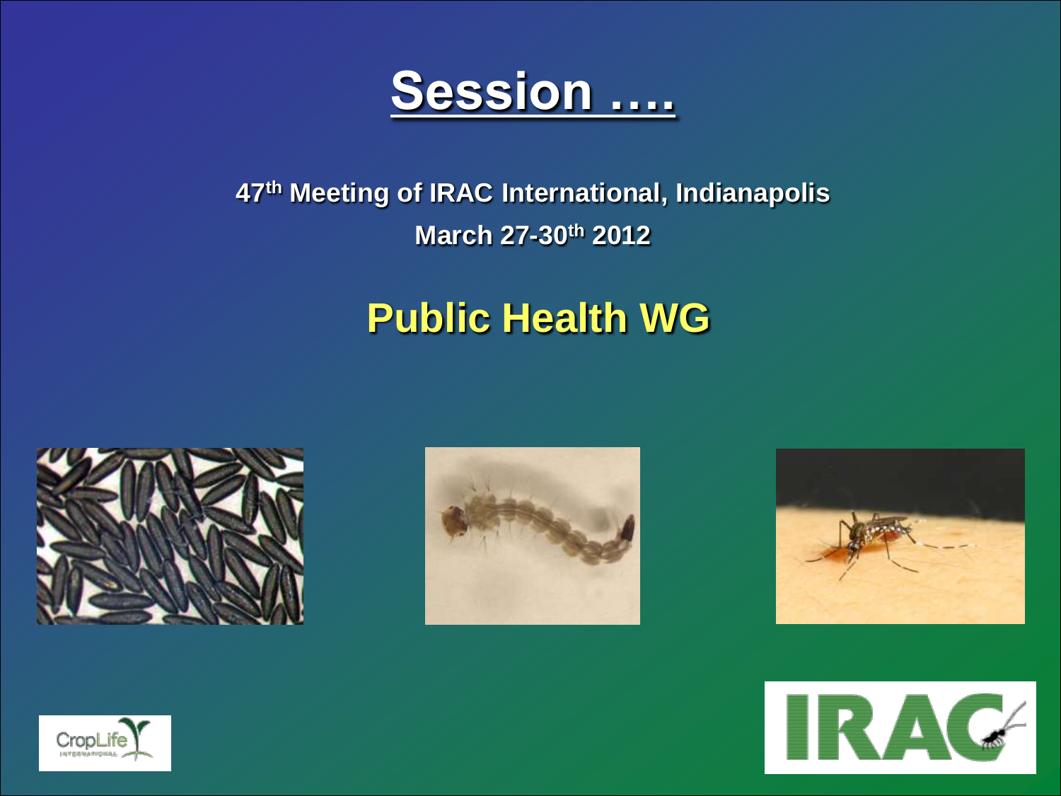# Session ….

**47th Meeting of IRAC International, Indianapolis**

**March 27-30th 2012**

## Public Health WG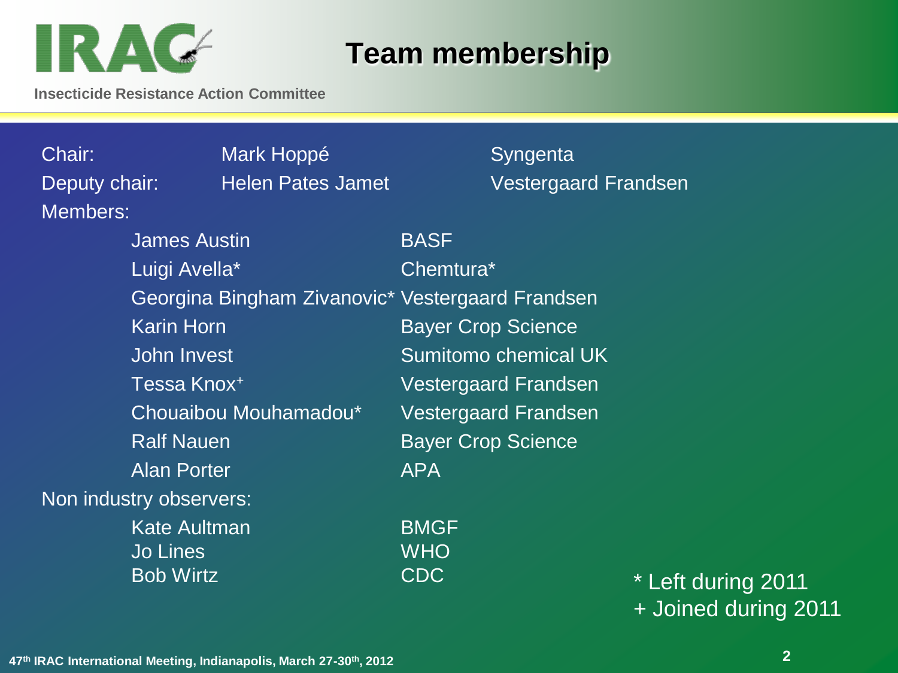# Team membership

| | | |
|---|---|---|
| Chair: | Mark Hoppé | Syngenta |
| Deputy chair: | Helen Pates Jamet | Vestergaard Frandsen |

Members:

| Name | Organisation |
|---|---|
| James Austin | BASF |
| Luigi Avella* | Chemtura* |
| Georgina Bingham Zivanovic* | Vestergaard Frandsen |
| Karin Horn | Bayer Crop Science |
| John Invest | Sumitomo chemical UK |
| Tessa Knox+ | Vestergaard Frandsen |
| Chouaibou Mouhamadou* | Vestergaard Frandsen |
| Ralf Nauen | Bayer Crop Science |
| Alan Porter | APA |

Non industry observers:

| Name | Organisation |
|---|---|
| Kate Aultman | BMGF |
| Jo Lines | WHO |
| Bob Wirtz | CDC |

\* Left during 2011
\+ Joined during 2011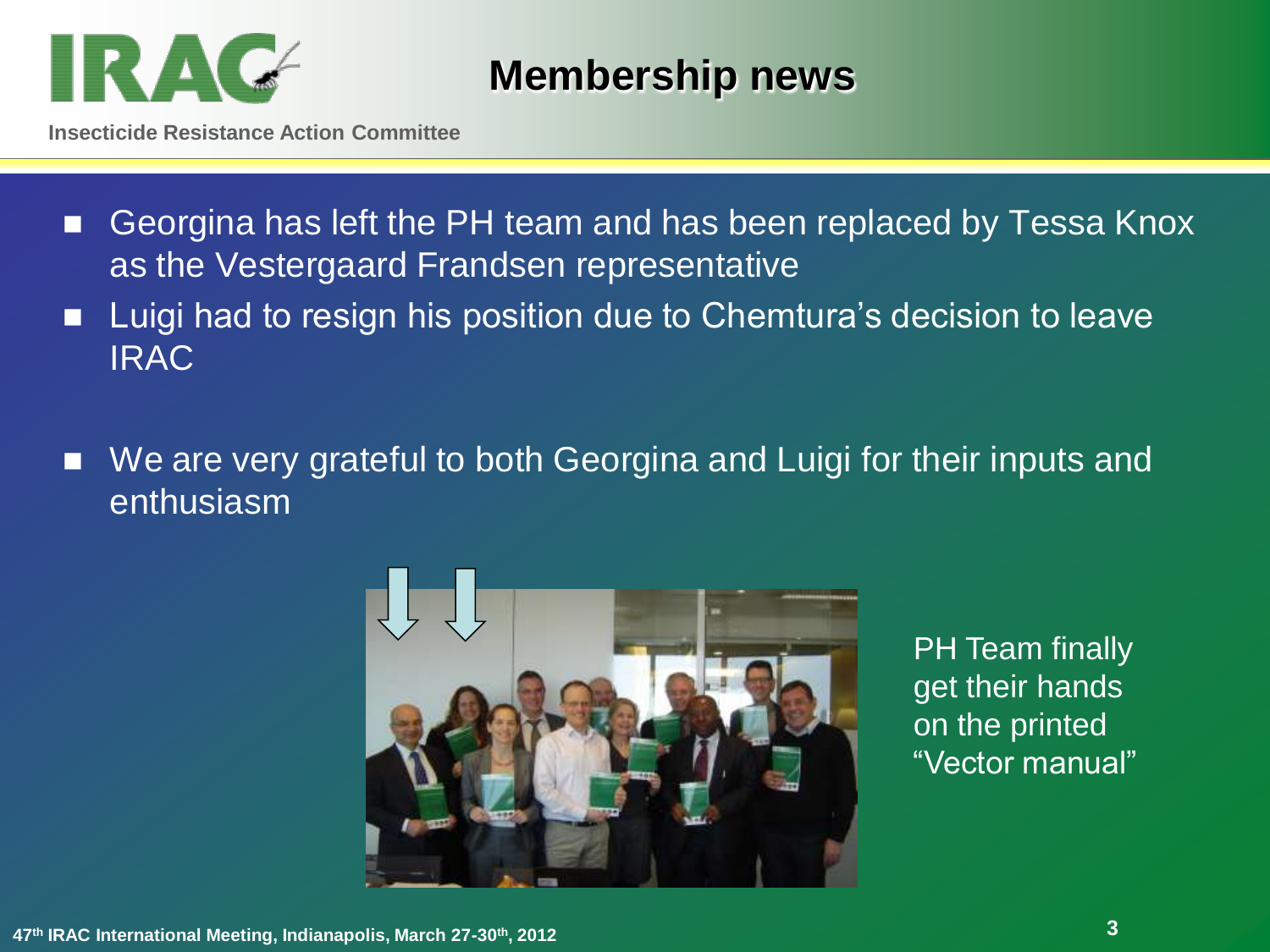# Membership news

- Georgina has left the PH team and has been replaced by Tessa Knox as the Vestergaard Frandsen representative
- Luigi had to resign his position due to Chemtura's decision to leave IRAC
- We are very grateful to both Georgina and Luigi for their inputs and enthusiasm

PH Team finally get their hands on the printed "Vector manual"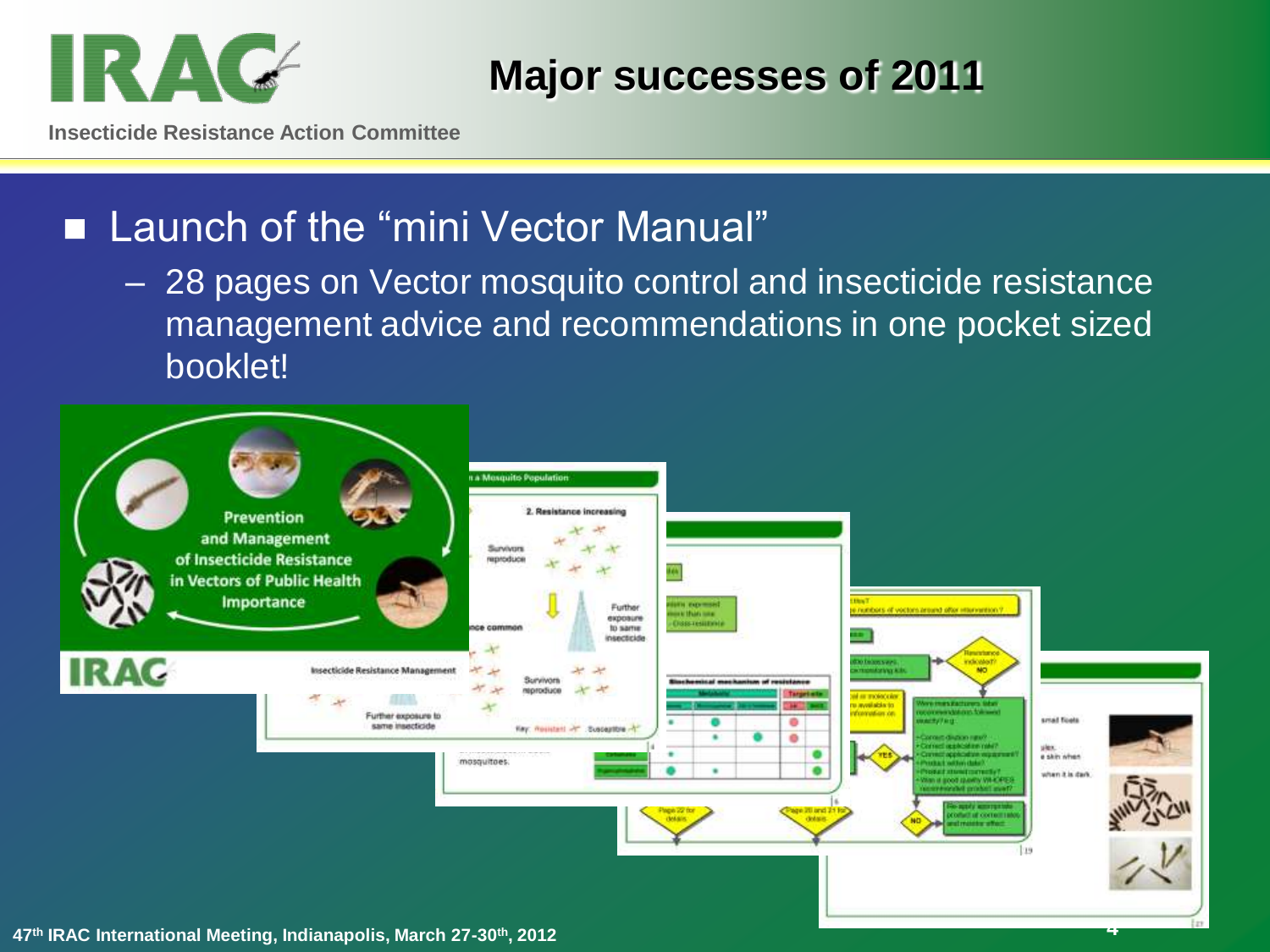# Major successes of 2011

- Launch of the "mini Vector Manual"
  - 28 pages on Vector mosquito control and insecticide resistance management advice and recommendations in one pocket sized booklet!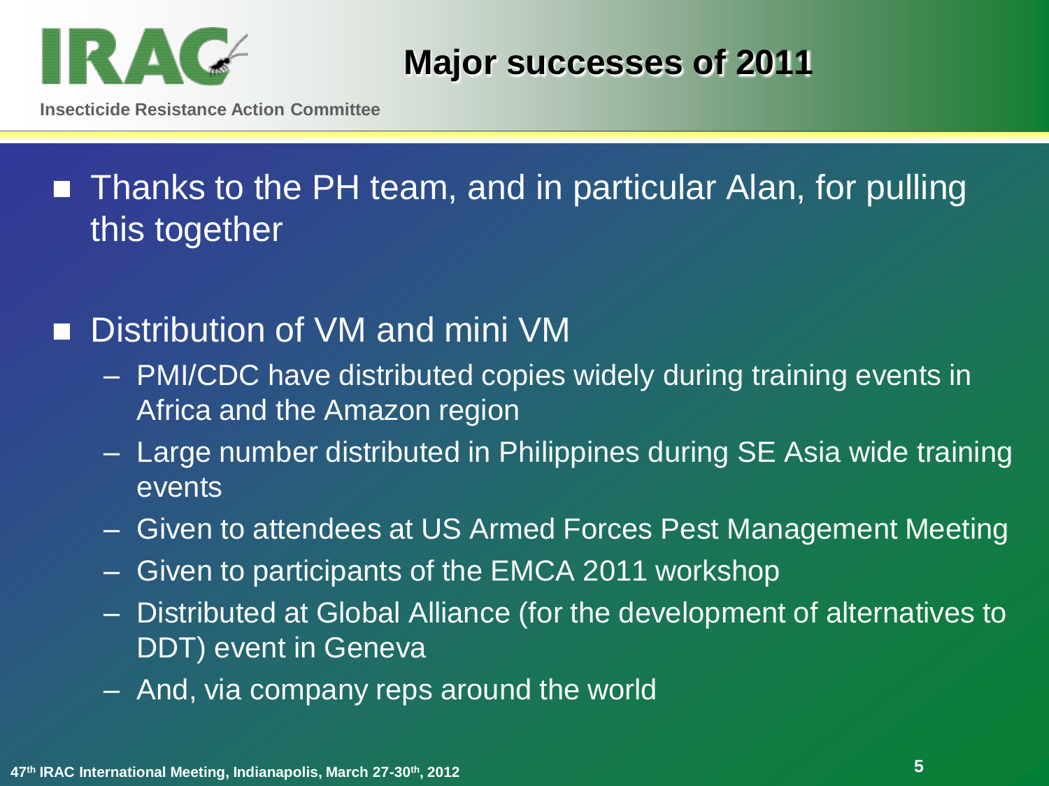# Major successes of 2011

- Thanks to the PH team, and in particular Alan, for pulling this together

- Distribution of VM and mini VM
  - PMI/CDC have distributed copies widely during training events in Africa and the Amazon region
  - Large number distributed in Philippines during SE Asia wide training events
  - Given to attendees at US Armed Forces Pest Management Meeting
  - Given to participants of the EMCA 2011 workshop
  - Distributed at Global Alliance (for the development of alternatives to DDT) event in Geneva
  - And, via company reps around the world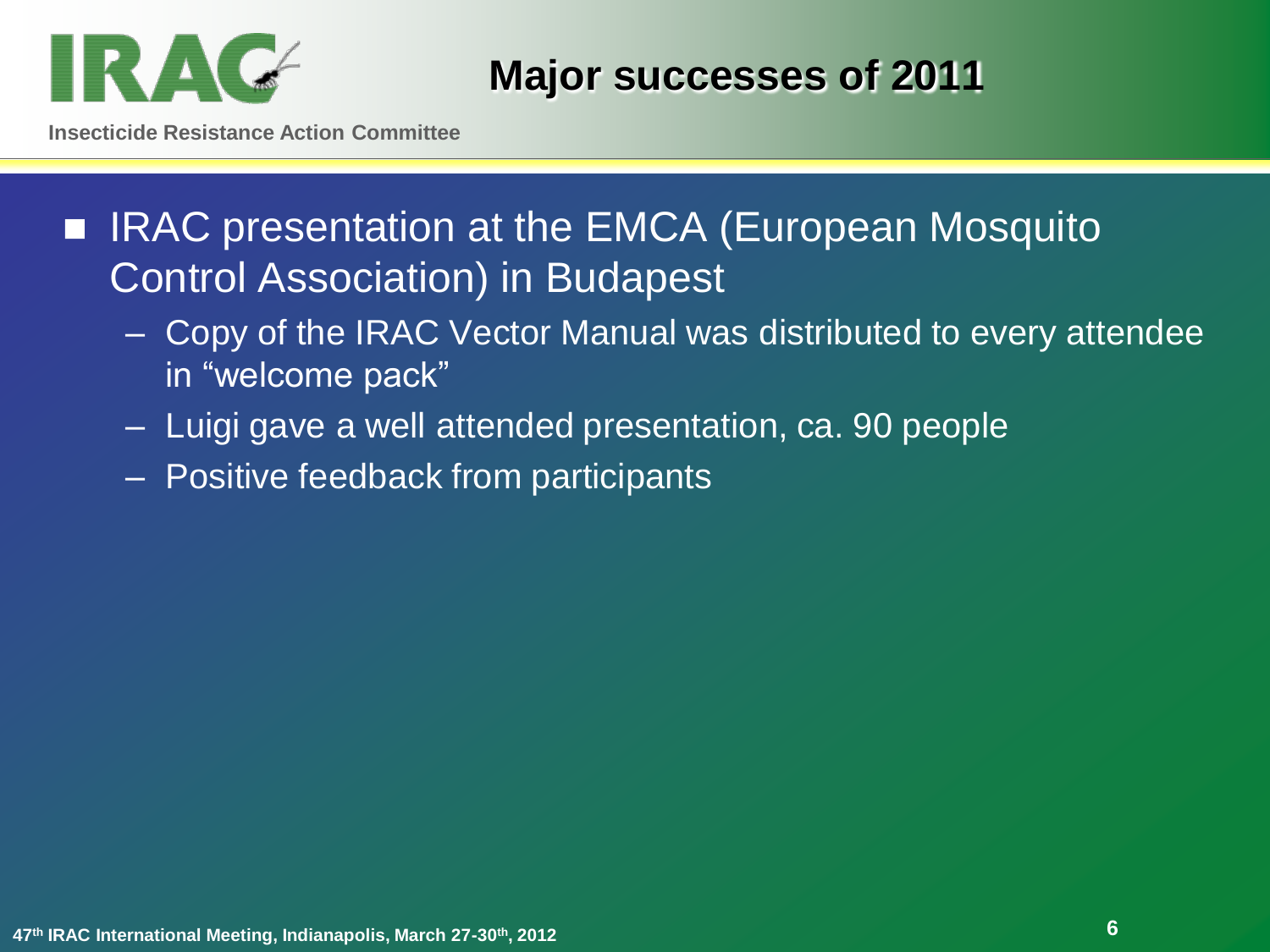## Major successes of 2011

- IRAC presentation at the EMCA (European Mosquito Control Association) in Budapest
  - Copy of the IRAC Vector Manual was distributed to every attendee in “welcome pack”
  - Luigi gave a well attended presentation, ca. 90 people
  - Positive feedback from participants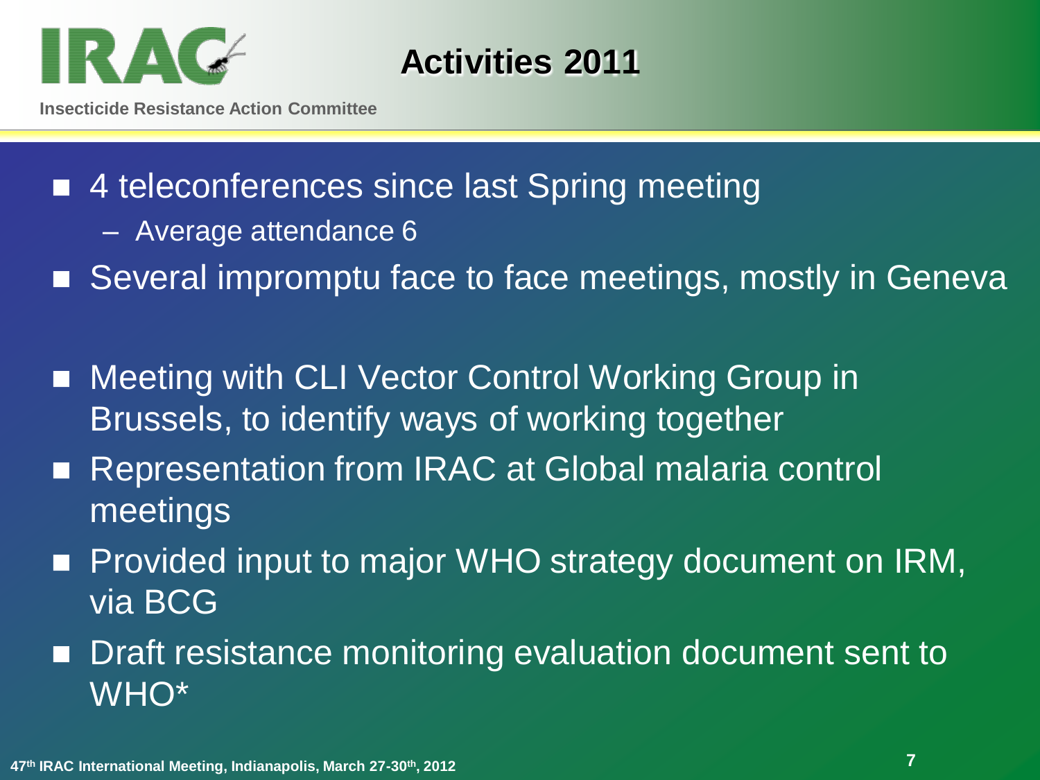# Activities 2011

- 4 teleconferences since last Spring meeting
  - Average attendance 6
- Several impromptu face to face meetings, mostly in Geneva

- Meeting with CLI Vector Control Working Group in Brussels, to identify ways of working together
- Representation from IRAC at Global malaria control meetings
- Provided input to major WHO strategy document on IRM, via BCG
- Draft resistance monitoring evaluation document sent to WHO*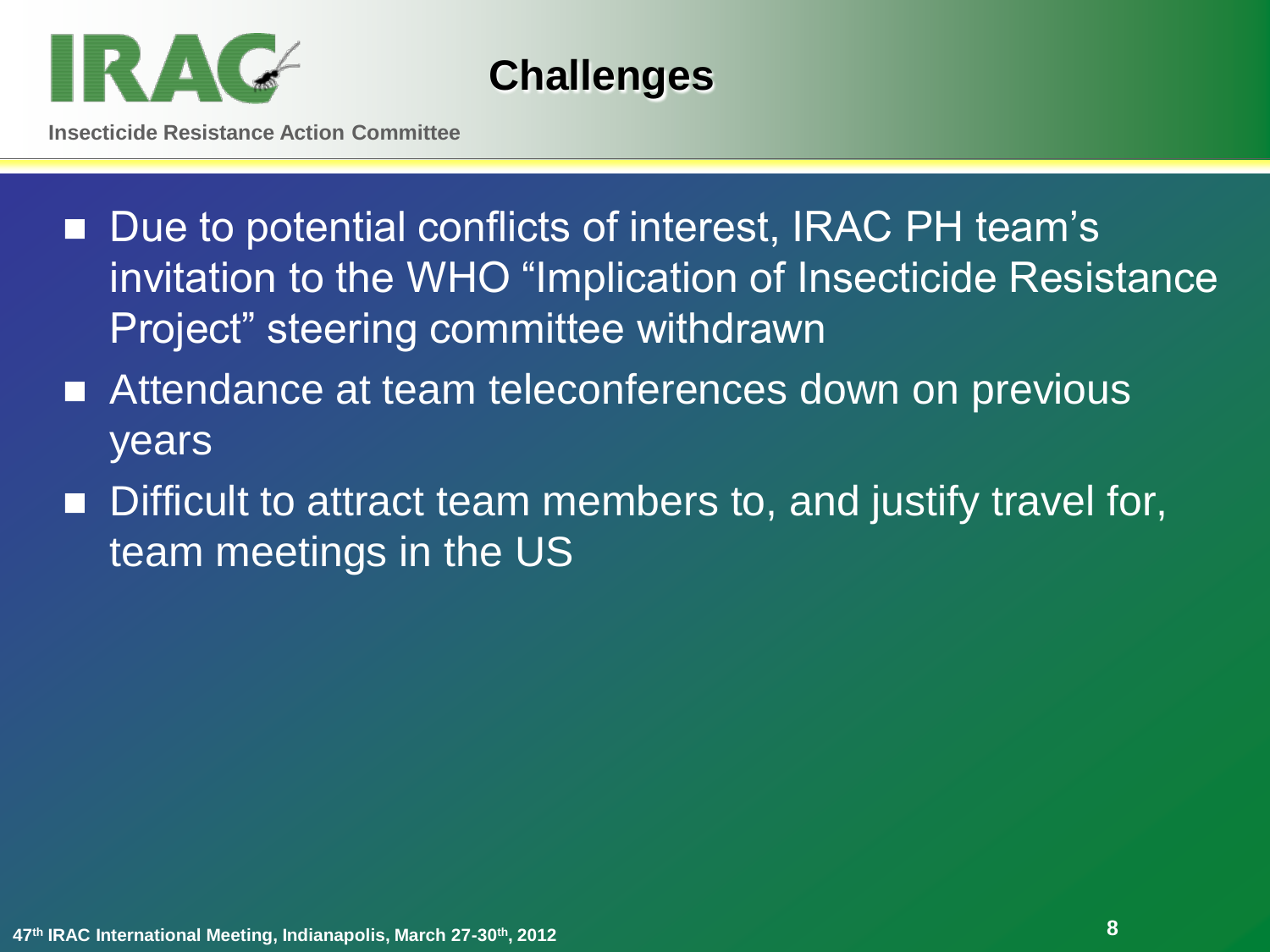# Challenges

- Due to potential conflicts of interest, IRAC PH team's invitation to the WHO "Implication of Insecticide Resistance Project" steering committee withdrawn
- Attendance at team teleconferences down on previous years
- Difficult to attract team members to, and justify travel for, team meetings in the US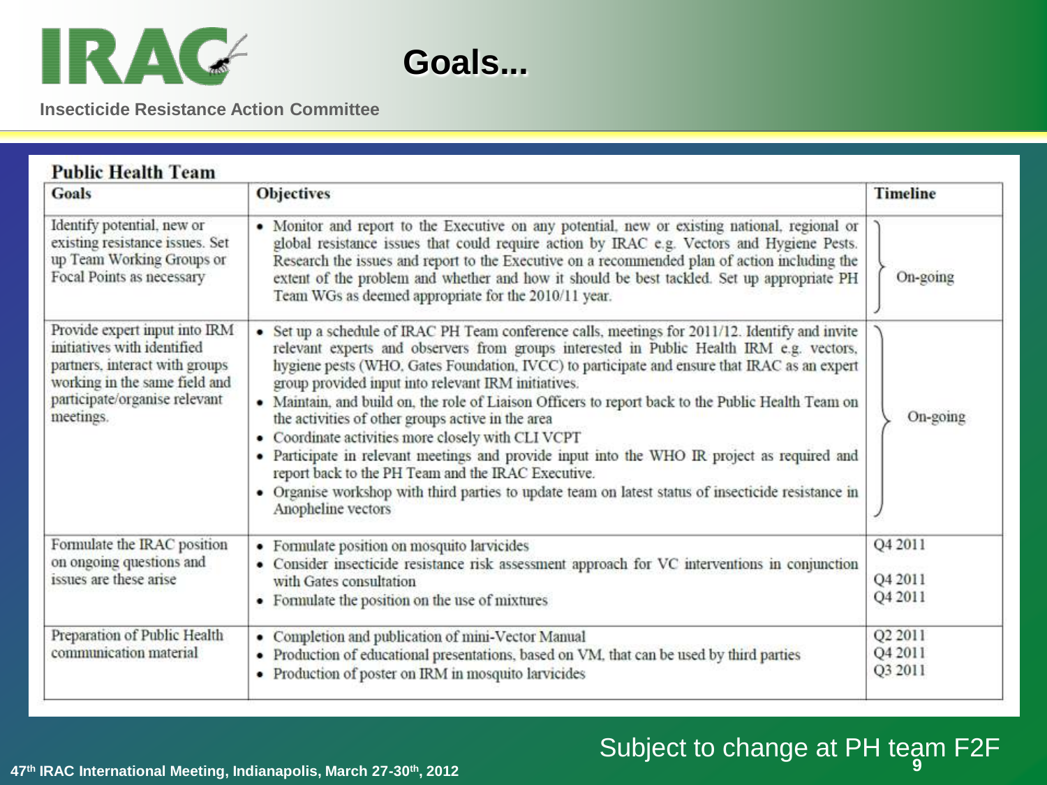# Goals...

## Public Health Team

| Goals | Objectives | Timeline |
|---|---|---|
| Identify potential, new or existing resistance issues. Set up Team Working Groups or Focal Points as necessary | • Monitor and report to the Executive on any potential, new or existing national, regional or global resistance issues that could require action by IRAC e.g. Vectors and Hygiene Pests. Research the issues and report to the Executive on a recommended plan of action including the extent of the problem and whether and how it should be best tackled. Set up appropriate PH Team WGs as deemed appropriate for the 2010/11 year. | On-going |
| Provide expert input into IRM initiatives with identified partners, interact with groups working in the same field and participate/organise relevant meetings. | • Set up a schedule of IRAC PH Team conference calls, meetings for 2011/12. Identify and invite relevant experts and observers from groups interested in Public Health IRM e.g. vectors, hygiene pests (WHO, Gates Foundation, IVCC) to participate and ensure that IRAC as an expert group provided input into relevant IRM initiatives.<br>• Maintain, and build on, the role of Liaison Officers to report back to the Public Health Team on the activities of other groups active in the area<br>• Coordinate activities more closely with CLI VCPT<br>• Participate in relevant meetings and provide input into the WHO IR project as required and report back to the PH Team and the IRAC Executive.<br>• Organise workshop with third parties to update team on latest status of insecticide resistance in Anopheline vectors | On-going |
| Formulate the IRAC position on ongoing questions and issues are these arise | • Formulate position on mosquito larvicides<br>• Consider insecticide resistance risk assessment approach for VC interventions in conjunction with Gates consultation<br>• Formulate the position on the use of mixtures | Q4 2011<br>Q4 2011<br>Q4 2011 |
| Preparation of Public Health communication material | • Completion and publication of mini-Vector Manual<br>• Production of educational presentations, based on VM, that can be used by third parties<br>• Production of poster on IRM in mosquito larvicides | Q2 2011<br>Q4 2011<br>Q3 2011 |

Subject to change at PH team F2F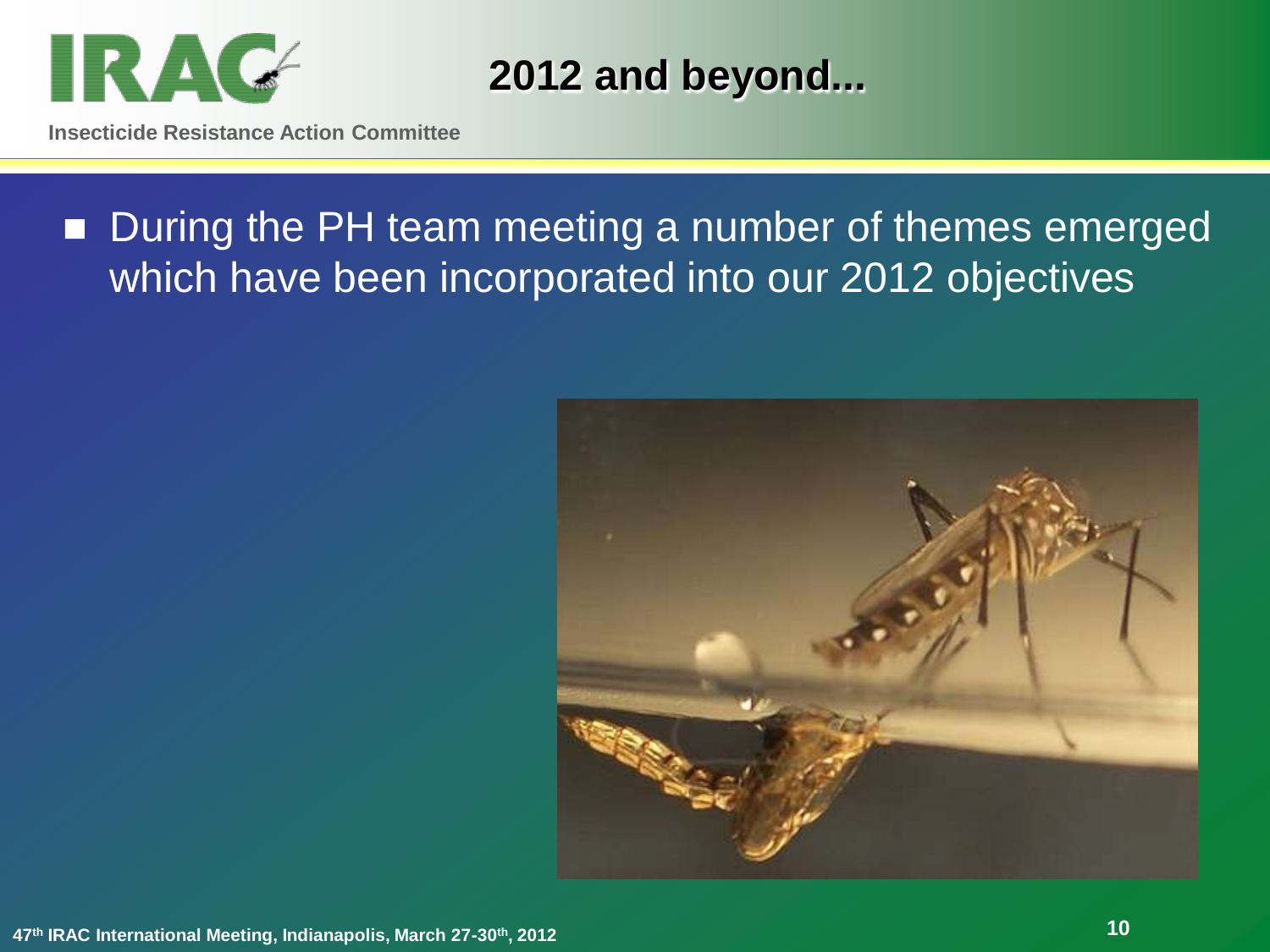# 2012 and beyond...

- During the PH team meeting a number of themes emerged which have been incorporated into our 2012 objectives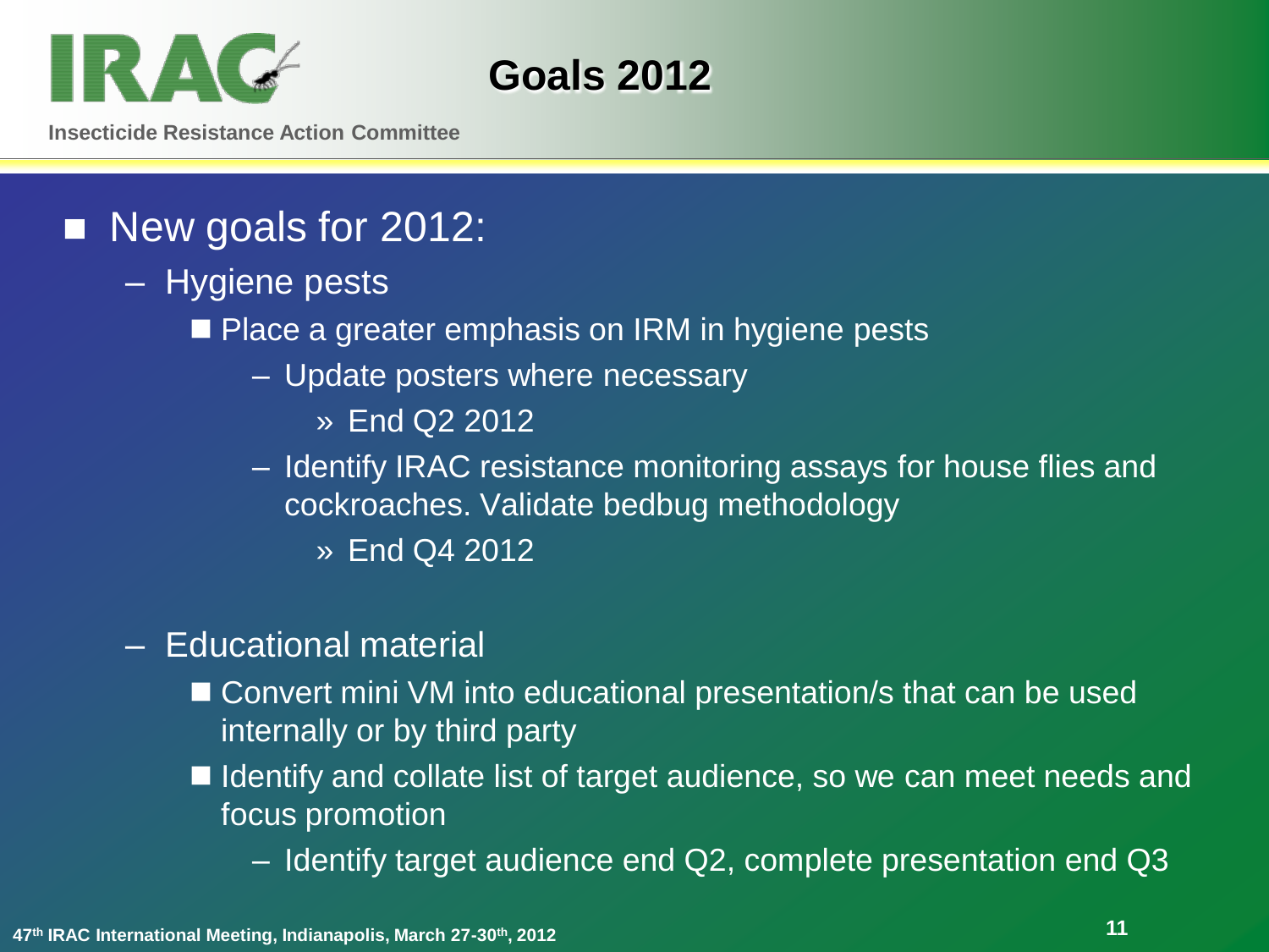# Goals 2012

- New goals for 2012:
  - Hygiene pests
    - Place a greater emphasis on IRM in hygiene pests
      - Update posters where necessary
        - » End Q2 2012
      - Identify IRAC resistance monitoring assays for house flies and cockroaches. Validate bedbug methodology
        - » End Q4 2012
  - Educational material
    - Convert mini VM into educational presentation/s that can be used internally or by third party
    - Identify and collate list of target audience, so we can meet needs and focus promotion
      - Identify target audience end Q2, complete presentation end Q3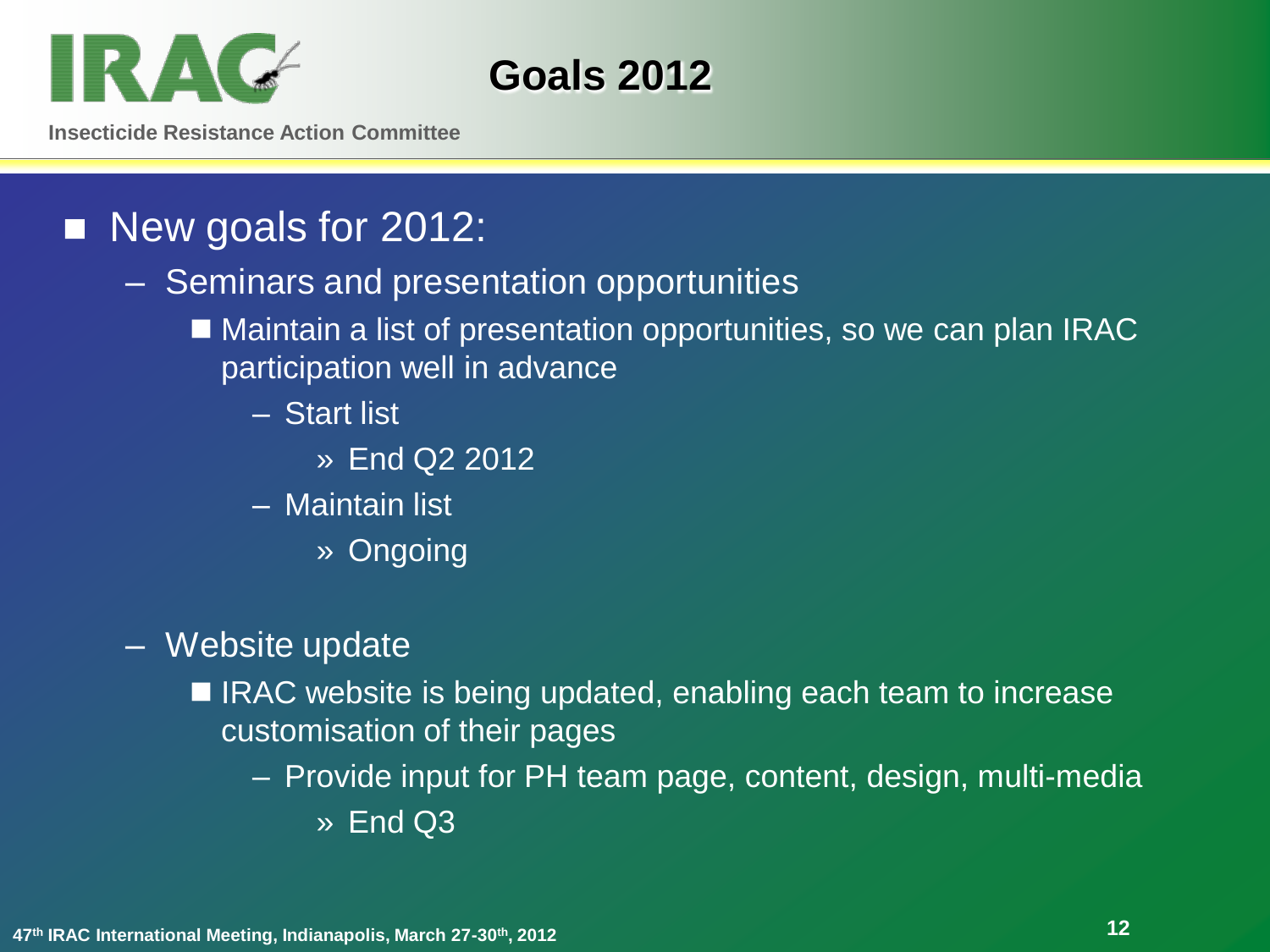# Goals 2012

- New goals for 2012:
  - Seminars and presentation opportunities
    - Maintain a list of presentation opportunities, so we can plan IRAC participation well in advance
      - Start list
        - » End Q2 2012
      - Maintain list
        - » Ongoing
  - Website update
    - IRAC website is being updated, enabling each team to increase customisation of their pages
      - Provide input for PH team page, content, design, multi-media
        - » End Q3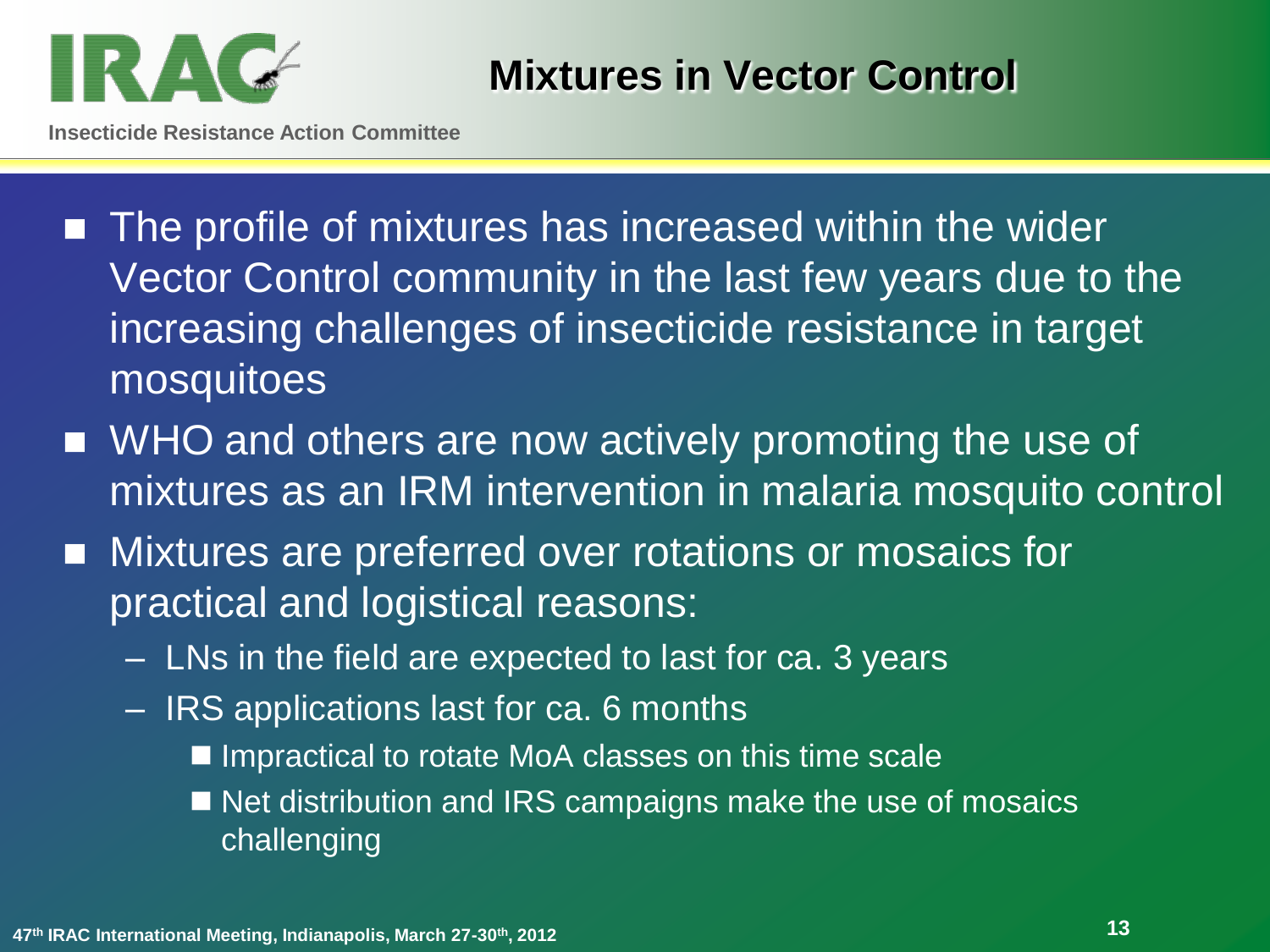# Mixtures in Vector Control

- The profile of mixtures has increased within the wider Vector Control community in the last few years due to the increasing challenges of insecticide resistance in target mosquitoes
- WHO and others are now actively promoting the use of mixtures as an IRM intervention in malaria mosquito control
- Mixtures are preferred over rotations or mosaics for practical and logistical reasons:
  - LNs in the field are expected to last for ca. 3 years
  - IRS applications last for ca. 6 months
    - Impractical to rotate MoA classes on this time scale
    - Net distribution and IRS campaigns make the use of mosaics challenging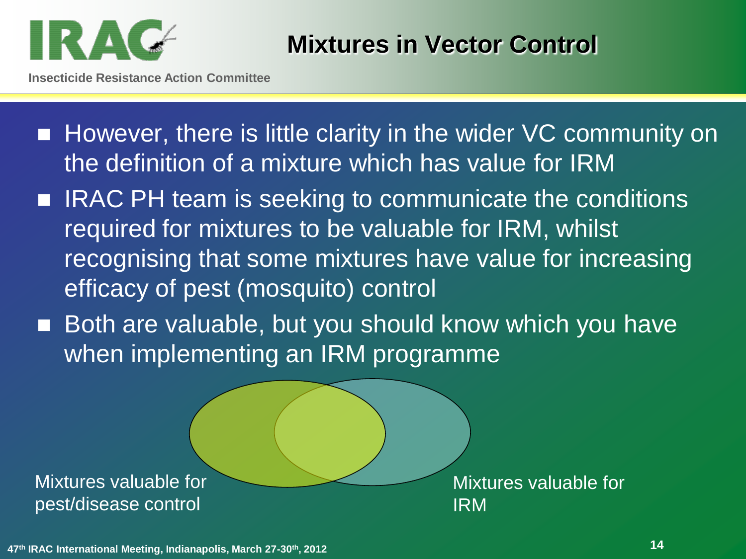# Mixtures in Vector Control

- However, there is little clarity in the wider VC community on the definition of a mixture which has value for IRM
- IRAC PH team is seeking to communicate the conditions required for mixtures to be valuable for IRM, whilst recognising that some mixtures have value for increasing efficacy of pest (mosquito) control
- Both are valuable, but you should know which you have when implementing an IRM programme

Mixtures valuable for pest/disease control

Mixtures valuable for IRM